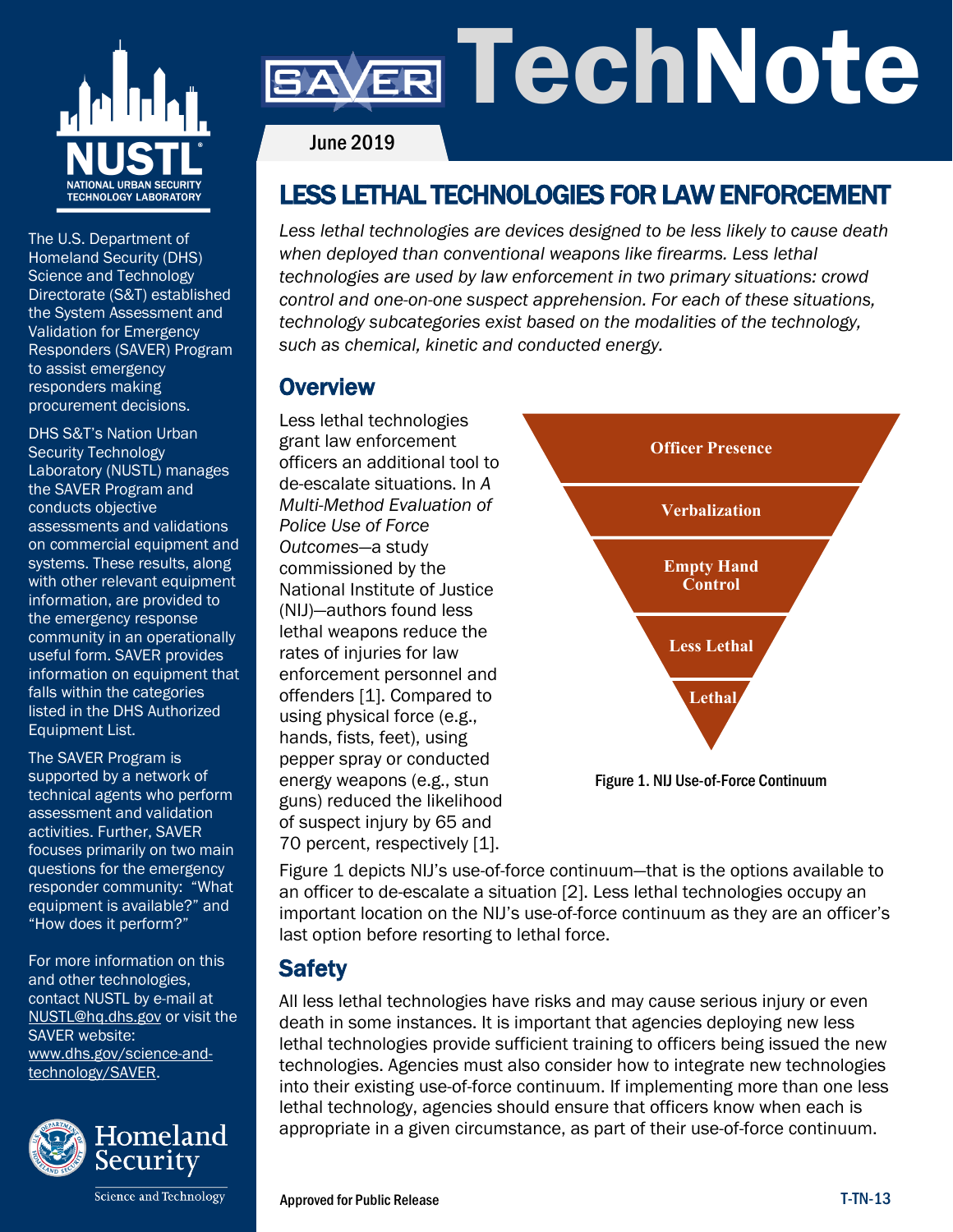# SAVER TechNote

June 2019

## LESS LETHAL TECHNOLOGIES FOR LAW ENFORCEMENT

*Less lethal technologies are devices designed to be less likely to cause death when deployed than conventional weapons like firearms. Less lethal technologies are used by law enforcement in two primary situations: crowd control and one-on-one suspect apprehension. For each of these situations, technology subcategories exist based on the modalities of the technology, such as chemical, kinetic and conducted energy.*

## Overview

Less lethal technologies grant law enforcement officers an additional tool to de-escalate situations. In *A Multi-Method Evaluation of Police Use of Force Outcomes*—a study commissioned by the National Institute of Justice (NIJ)—authors found less lethal weapons reduce the rates of injuries for law enforcement personnel and offenders [1]. Compared to using physical force (e.g., hands, fists, feet), using pepper spray or conducted energy weapons (e.g., stun guns) reduced the likelihood of suspect injury by 65 and 70 percent, respectively [1].

- Officer Presence
- Verbalization
- Empty Hand Control
- Less Lethal
- Lethal

Figure 1. NIJ Use-of-Force Continuum

Figure 1 depicts NIJ's use-of-force continuum—that is the options available to an officer to de-escalate a situation [2]. Less lethal technologies occupy an important location on the NIJ's use-of-force continuum as they are an officer's last option before resorting to lethal force.

## Safety

All less lethal technologies have risks and may cause serious injury or even death in some instances. It is important that agencies deploying new less lethal technologies provide sufficient training to officers being issued the new technologies. Agencies must also consider how to integrate new technologies into their existing use-of-force continuum. If implementing more than one less lethal technology, agencies should ensure that officers know when each is appropriate in a given circumstance, as part of their use-of-force continuum.

---

NUSTL – National Urban Security Technology Laboratory

The U.S. Department of Homeland Security (DHS) Science and Technology Directorate (S&T) established the System Assessment and Validation for Emergency Responders (SAVER) Program to assist emergency responders making procurement decisions.

DHS S&T's Nation Urban Security Technology Laboratory (NUSTL) manages the SAVER Program and conducts objective assessments and validations on commercial equipment and systems. These results, along with other relevant equipment information, are provided to the emergency response community in an operationally useful form. SAVER provides information on equipment that falls within the categories listed in the DHS Authorized Equipment List.

The SAVER Program is supported by a network of technical agents who perform assessment and validation activities. Further, SAVER focuses primarily on two main questions for the emergency responder community: "What equipment is available?" and "How does it perform?"

For more information on this and other technologies, contact NUSTL by e-mail at NUSTL@hq.dhs.gov or visit the SAVER website: www.dhs.gov/science-and-technology/SAVER.

Homeland Security – Science and Technology

Approved for Public Release

T-TN-13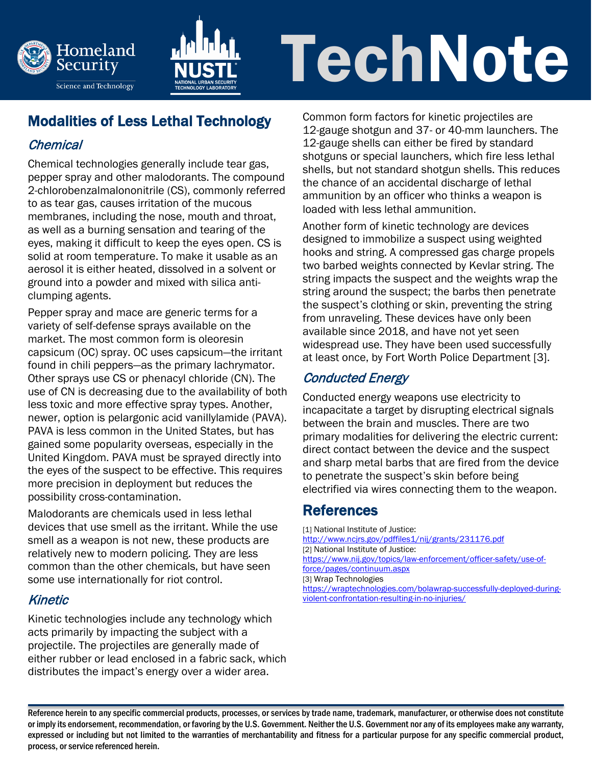## Modalities of Less Lethal Technology

### *Chemical*

Chemical technologies generally include tear gas, pepper spray and other malodorants. The compound 2-chlorobenzalmalononitrile (CS), commonly referred to as tear gas, causes irritation of the mucous membranes, including the nose, mouth and throat, as well as a burning sensation and tearing of the eyes, making it difficult to keep the eyes open. CS is solid at room temperature. To make it usable as an aerosol it is either heated, dissolved in a solvent or ground into a powder and mixed with silica anti-clumping agents.

Pepper spray and mace are generic terms for a variety of self-defense sprays available on the market. The most common form is oleoresin capsicum (OC) spray. OC uses capsicum—the irritant found in chili peppers—as the primary lachrymator. Other sprays use CS or phenacyl chloride (CN). The use of CN is decreasing due to the availability of both less toxic and more effective spray types. Another, newer, option is pelargonic acid vanillylamide (PAVA). PAVA is less common in the United States, but has gained some popularity overseas, especially in the United Kingdom. PAVA must be sprayed directly into the eyes of the suspect to be effective. This requires more precision in deployment but reduces the possibility cross-contamination.

Malodorants are chemicals used in less lethal devices that use smell as the irritant. While the use smell as a weapon is not new, these products are relatively new to modern policing. They are less common than the other chemicals, but have seen some use internationally for riot control.

### *Kinetic*

Kinetic technologies include any technology which acts primarily by impacting the subject with a projectile. The projectiles are generally made of either rubber or lead enclosed in a fabric sack, which distributes the impact's energy over a wider area.

Common form factors for kinetic projectiles are 12-gauge shotgun and 37- or 40-mm launchers. The 12-gauge shells can either be fired by standard shotguns or special launchers, which fire less lethal shells, but not standard shotgun shells. This reduces the chance of an accidental discharge of lethal ammunition by an officer who thinks a weapon is loaded with less lethal ammunition.

Another form of kinetic technology are devices designed to immobilize a suspect using weighted hooks and string. A compressed gas charge propels two barbed weights connected by Kevlar string. The string impacts the suspect and the weights wrap the string around the suspect; the barbs then penetrate the suspect's clothing or skin, preventing the string from unraveling. These devices have only been available since 2018, and have not yet seen widespread use. They have been used successfully at least once, by Fort Worth Police Department [3].

### *Conducted Energy*

Conducted energy weapons use electricity to incapacitate a target by disrupting electrical signals between the brain and muscles. There are two primary modalities for delivering the electric current: direct contact between the device and the suspect and sharp metal barbs that are fired from the device to penetrate the suspect's skin before being electrified via wires connecting them to the weapon.

## References

[1] National Institute of Justice:
http://www.ncjrs.gov/pdffiles1/nij/grants/231176.pdf

[2] National Institute of Justice:
https://www.nij.gov/topics/law-enforcement/officer-safety/use-of-force/pages/continuum.aspx

[3] Wrap Technologies
https://wraptechnologies.com/bolawrap-successfully-deployed-during-violent-confrontation-resulting-in-no-injuries/

**Reference herein to any specific commercial products, processes, or services by trade name, trademark, manufacturer, or otherwise does not constitute or imply its endorsement, recommendation, or favoring by the U.S. Government. Neither the U.S. Government nor any of its employees make any warranty, expressed or including but not limited to the warranties of merchantability and fitness for a particular purpose for any specific commercial product, process, or service referenced herein.**